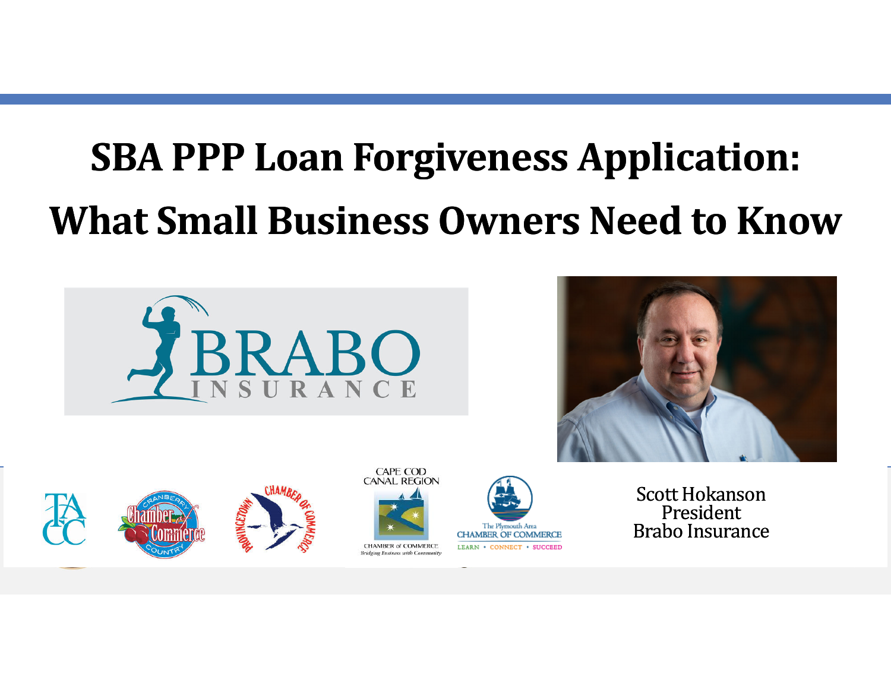# SBA PPP Loan Forgiveness Application: What Small Business Owners Need to Know

Scott Hokanson
President
Brabo Insurance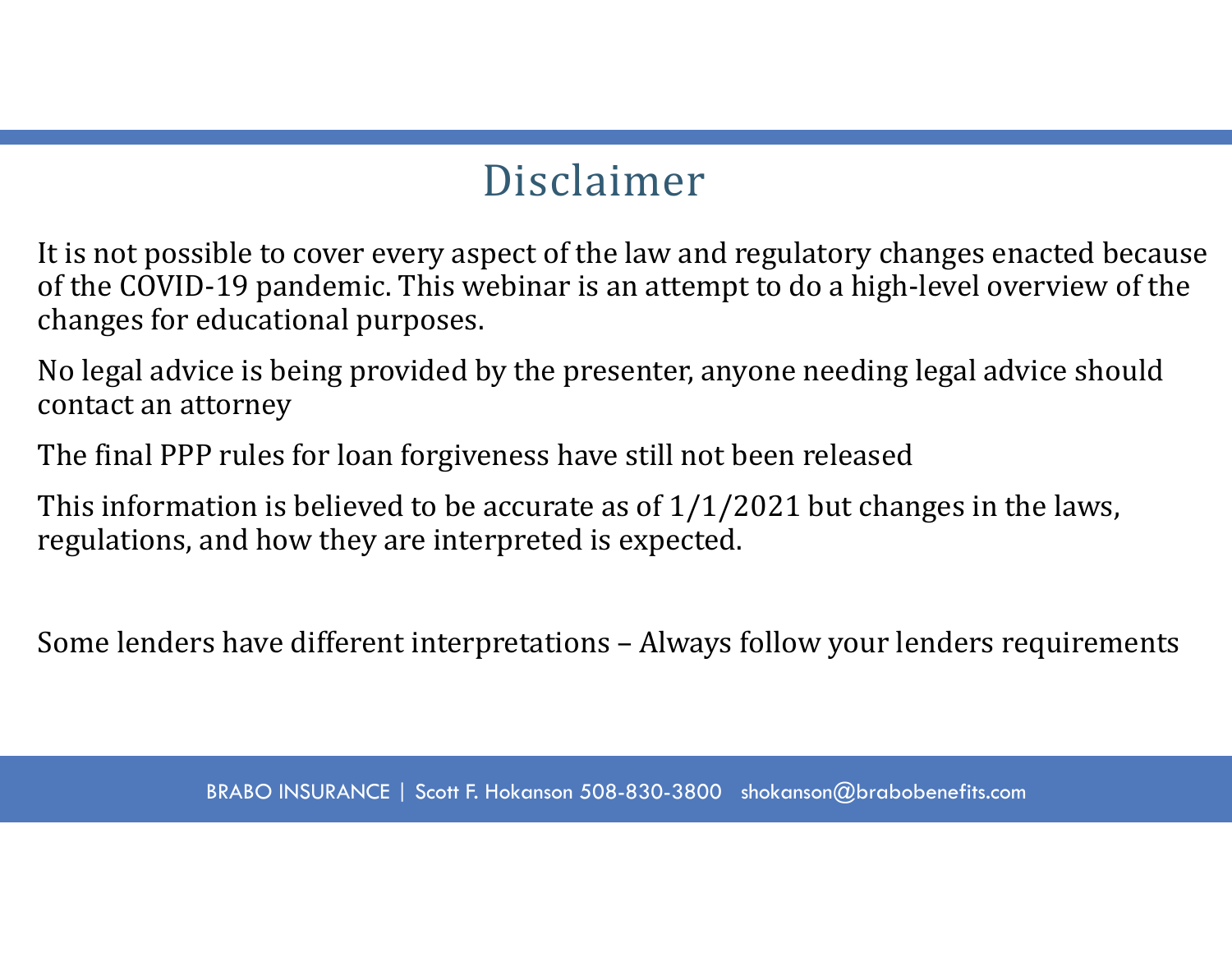# Disclaimer

It is not possible to cover every aspect of the law and regulatory changes enacted because of the COVID-19 pandemic. This webinar is an attempt to do a high-level overview of the changes for educational purposes.

No legal advice is being provided by the presenter, anyone needing legal advice should contact an attorney

The final PPP rules for loan forgiveness have still not been released

This information is believed to be accurate as of 1/1/2021 but changes in the laws, regulations, and how they are interpreted is expected.

Some lenders have different interpretations – Always follow your lenders requirements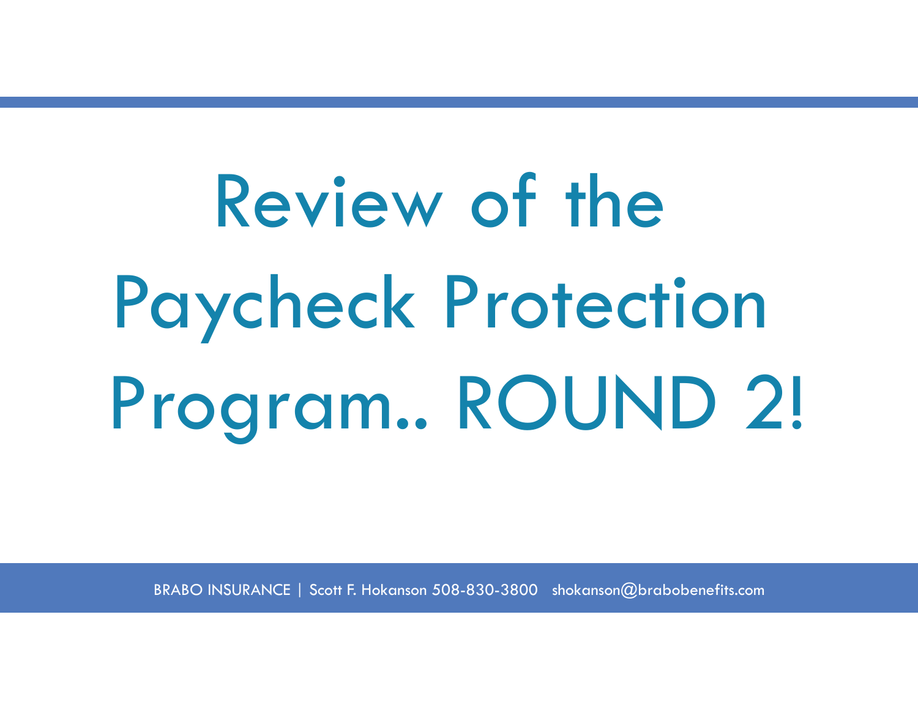# Review of the Paycheck Protection Program.. ROUND 2!

BRABO INSURANCE | Scott F. Hokanson 508-830-3800 shokanson@brabobenefits.com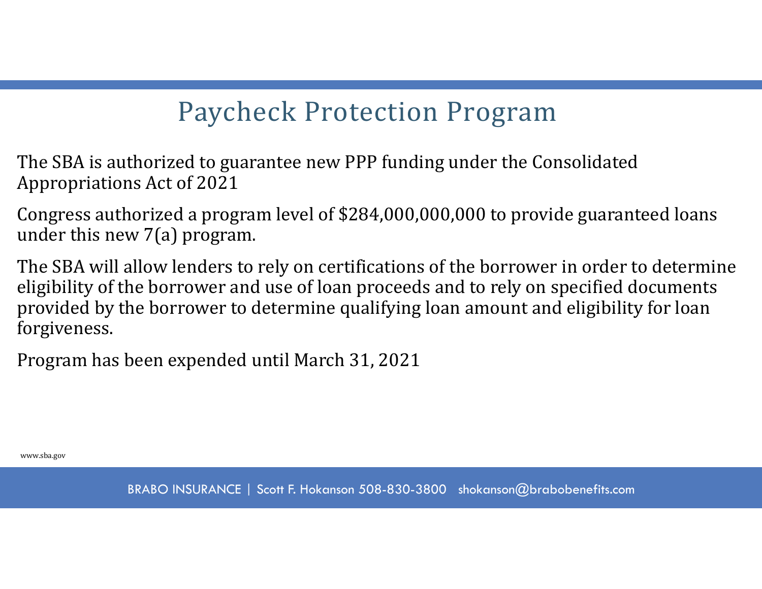# Paycheck Protection Program

The SBA is authorized to guarantee new PPP funding under the Consolidated Appropriations Act of 2021

Congress authorized a program level of $284,000,000,000 to provide guaranteed loans under this new 7(a) program.

The SBA will allow lenders to rely on certifications of the borrower in order to determine eligibility of the borrower and use of loan proceeds and to rely on specified documents provided by the borrower to determine qualifying loan amount and eligibility for loan forgiveness.

Program has been expended until March 31, 2021

www.sba.gov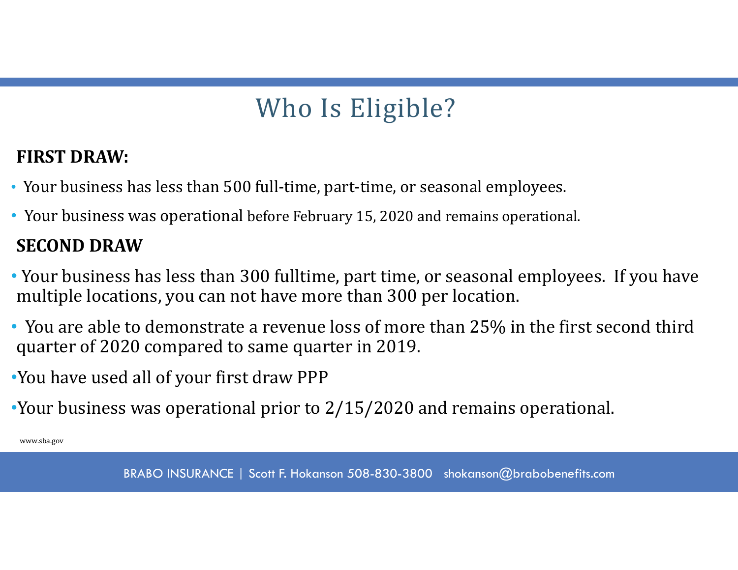# Who Is Eligible?

**FIRST DRAW:**

- Your business has less than 500 full-time, part-time, or seasonal employees.
- Your business was operational before February 15, 2020 and remains operational.

**SECOND DRAW**

- Your business has less than 300 fulltime, part time, or seasonal employees. If you have multiple locations, you can not have more than 300 per location.
- You are able to demonstrate a revenue loss of more than 25% in the first second third quarter of 2020 compared to same quarter in 2019.
- You have used all of your first draw PPP
- Your business was operational prior to 2/15/2020 and remains operational.

www.sba.gov

BRABO INSURANCE | Scott F. Hokanson 508-830-3800 shokanson@brabobenefits.com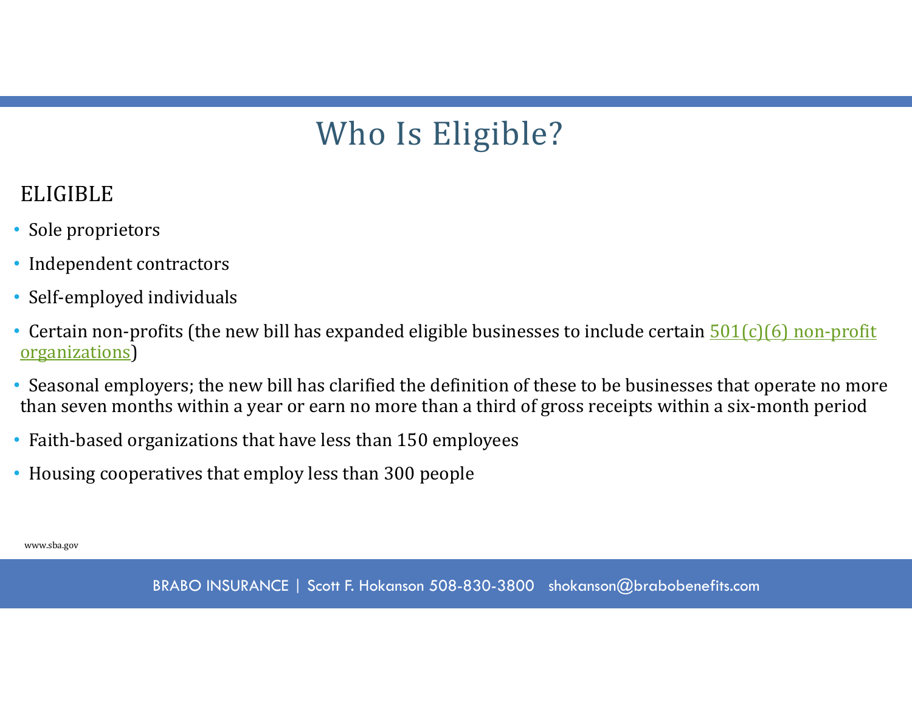# Who Is Eligible?

ELIGIBLE

- Sole proprietors
- Independent contractors
- Self-employed individuals
- Certain non-profits (the new bill has expanded eligible businesses to include certain 501(c)(6) non-profit organizations)
- Seasonal employers; the new bill has clarified the definition of these to be businesses that operate no more than seven months within a year or earn no more than a third of gross receipts within a six-month period
- Faith-based organizations that have less than 150 employees
- Housing cooperatives that employ less than 300 people

www.sba.gov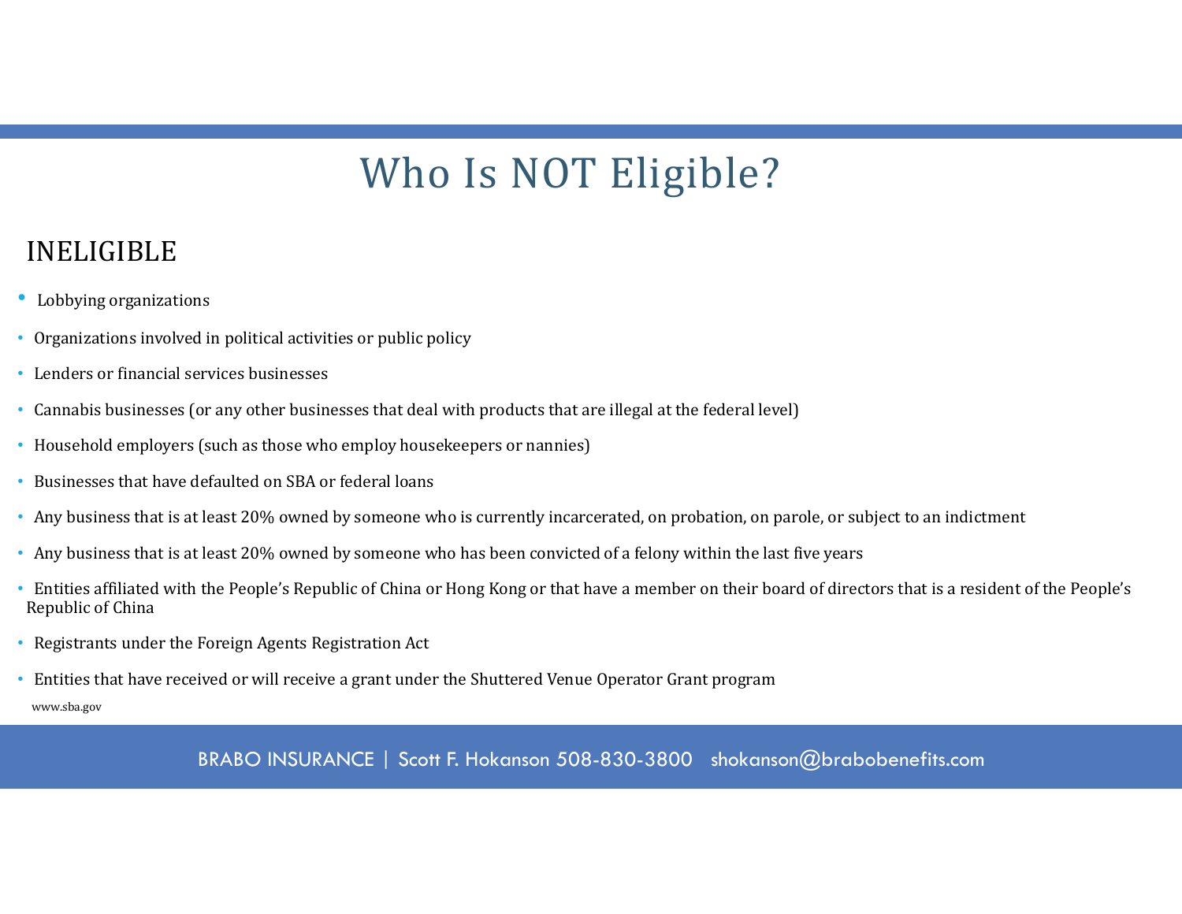# Who Is NOT Eligible?

## INELIGIBLE

- Lobbying organizations
- Organizations involved in political activities or public policy
- Lenders or financial services businesses
- Cannabis businesses (or any other businesses that deal with products that are illegal at the federal level)
- Household employers (such as those who employ housekeepers or nannies)
- Businesses that have defaulted on SBA or federal loans
- Any business that is at least 20% owned by someone who is currently incarcerated, on probation, on parole, or subject to an indictment
- Any business that is at least 20% owned by someone who has been convicted of a felony within the last five years
- Entities affiliated with the People's Republic of China or Hong Kong or that have a member on their board of directors that is a resident of the People's Republic of China
- Registrants under the Foreign Agents Registration Act
- Entities that have received or will receive a grant under the Shuttered Venue Operator Grant program

www.sba.gov

BRABO INSURANCE | Scott F. Hokanson 508-830-3800 shokanson@brabobenefits.com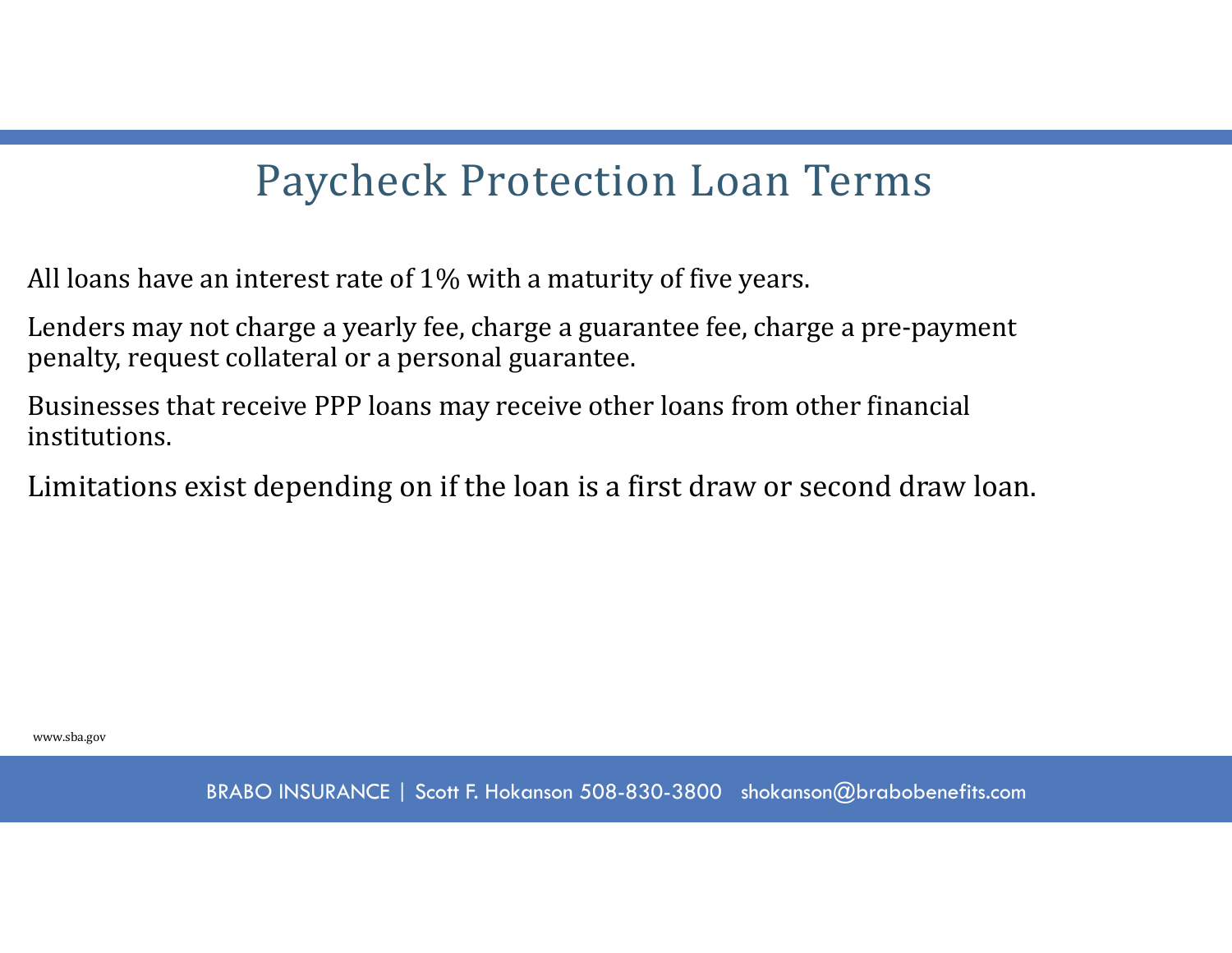# Paycheck Protection Loan Terms

All loans have an interest rate of 1% with a maturity of five years.

Lenders may not charge a yearly fee, charge a guarantee fee, charge a pre-payment penalty, request collateral or a personal guarantee.

Businesses that receive PPP loans may receive other loans from other financial institutions.

Limitations exist depending on if the loan is a first draw or second draw loan.

www.sba.gov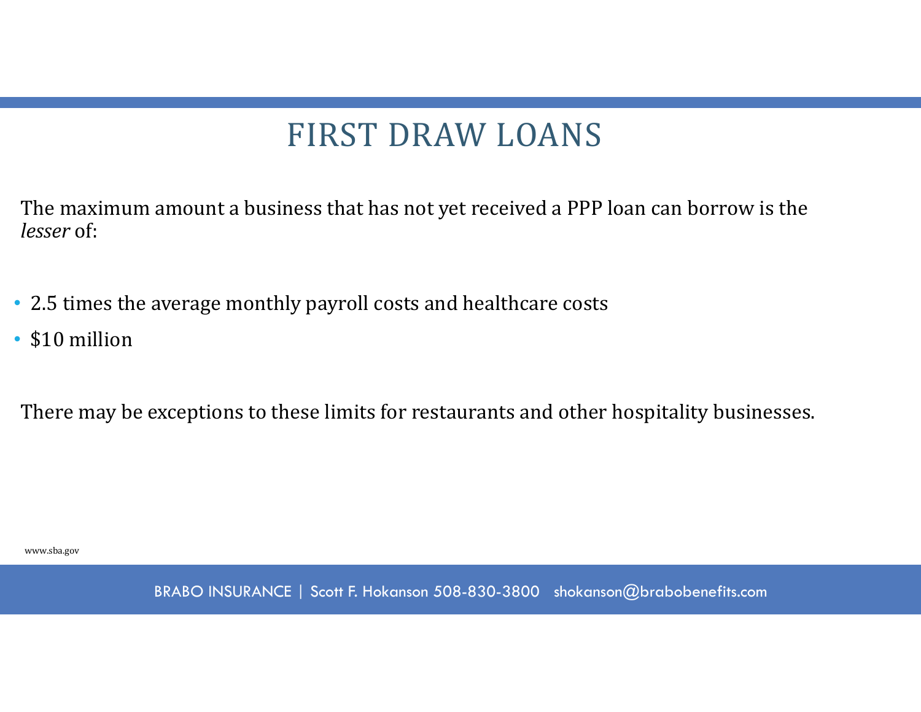# FIRST DRAW LOANS

The maximum amount a business that has not yet received a PPP loan can borrow is the *lesser* of:

- 2.5 times the average monthly payroll costs and healthcare costs
- $10 million

There may be exceptions to these limits for restaurants and other hospitality businesses.

www.sba.gov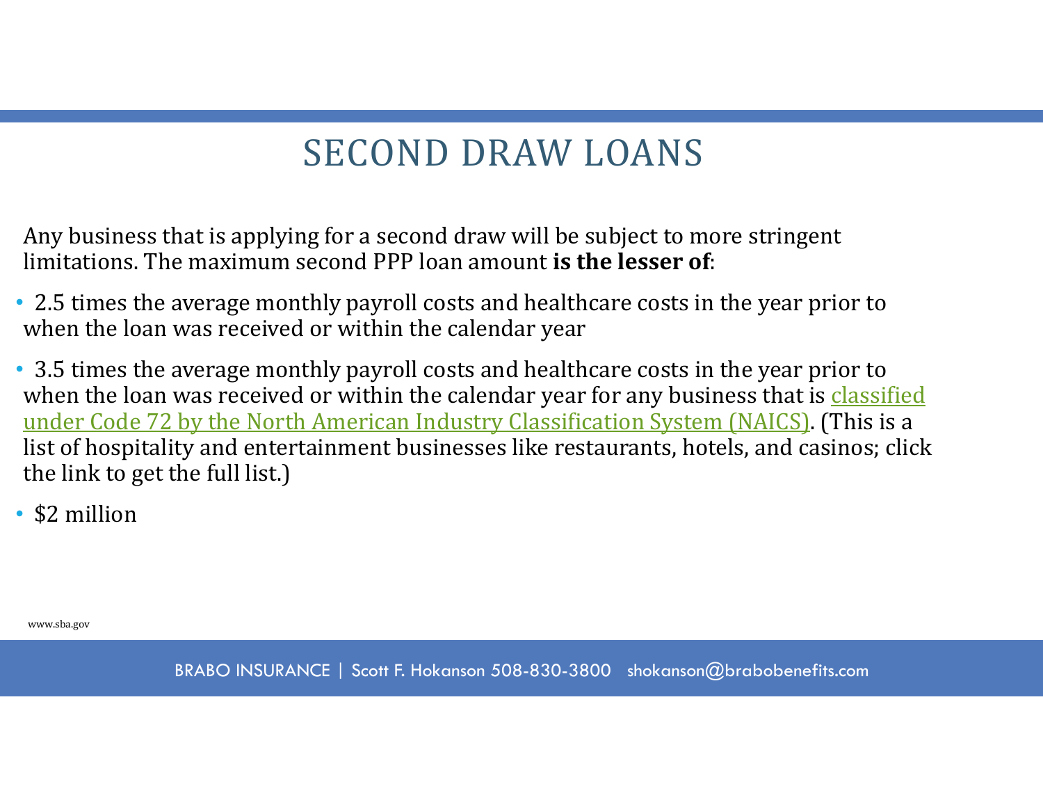# SECOND DRAW LOANS

Any business that is applying for a second draw will be subject to more stringent limitations. The maximum second PPP loan amount **is the lesser of**:

- 2.5 times the average monthly payroll costs and healthcare costs in the year prior to when the loan was received or within the calendar year
- 3.5 times the average monthly payroll costs and healthcare costs in the year prior to when the loan was received or within the calendar year for any business that is classified under Code 72 by the North American Industry Classification System (NAICS). (This is a list of hospitality and entertainment businesses like restaurants, hotels, and casinos; click the link to get the full list.)
- $2 million

www.sba.gov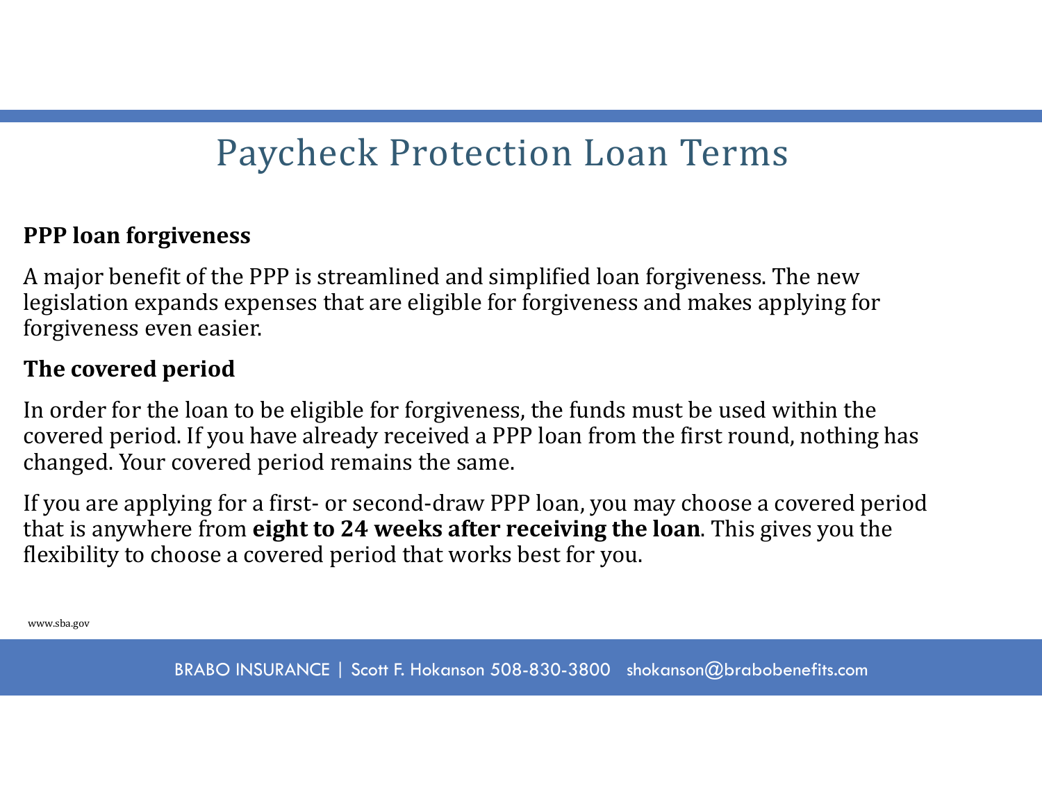# Paycheck Protection Loan Terms

**PPP loan forgiveness**

A major benefit of the PPP is streamlined and simplified loan forgiveness. The new legislation expands expenses that are eligible for forgiveness and makes applying for forgiveness even easier.

**The covered period**

In order for the loan to be eligible for forgiveness, the funds must be used within the covered period. If you have already received a PPP loan from the first round, nothing has changed. Your covered period remains the same.

If you are applying for a first- or second-draw PPP loan, you may choose a covered period that is anywhere from **eight to 24 weeks after receiving the loan**. This gives you the flexibility to choose a covered period that works best for you.

www.sba.gov

BRABO INSURANCE | Scott F. Hokanson 508-830-3800 shokanson@brabobenefits.com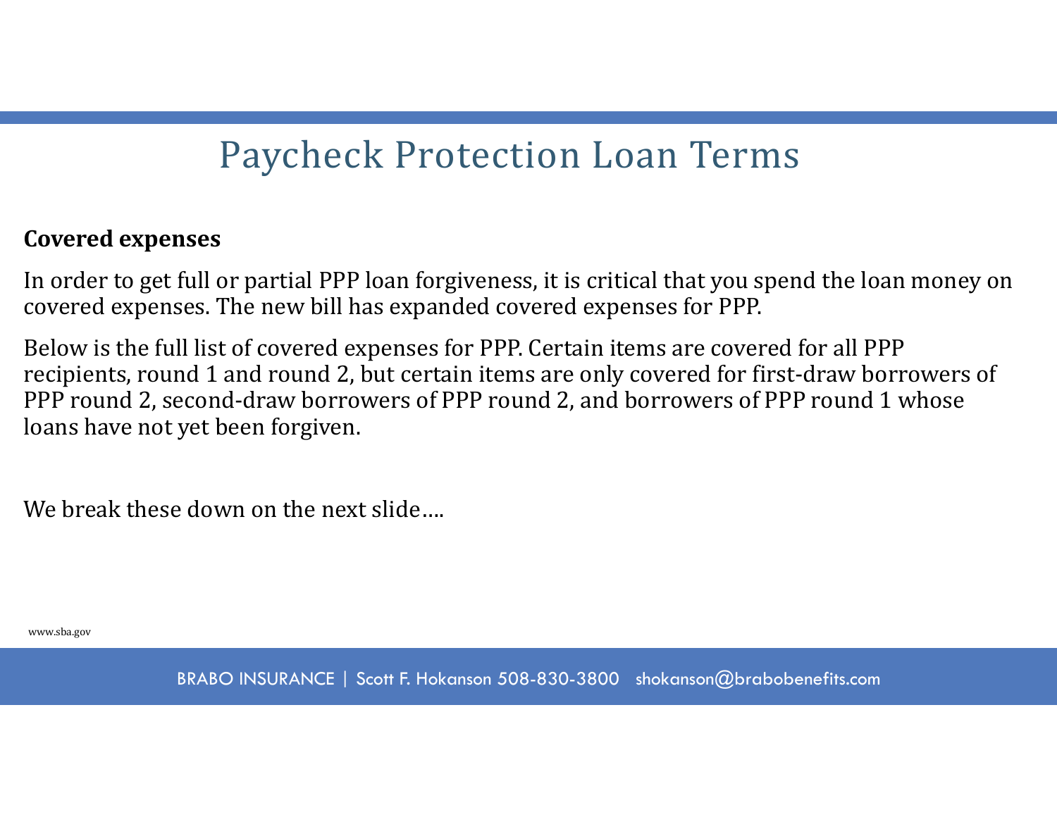# Paycheck Protection Loan Terms

**Covered expenses**

In order to get full or partial PPP loan forgiveness, it is critical that you spend the loan money on covered expenses. The new bill has expanded covered expenses for PPP.

Below is the full list of covered expenses for PPP. Certain items are covered for all PPP recipients, round 1 and round 2, but certain items are only covered for first-draw borrowers of PPP round 2, second-draw borrowers of PPP round 2, and borrowers of PPP round 1 whose loans have not yet been forgiven.

We break these down on the next slide….

www.sba.gov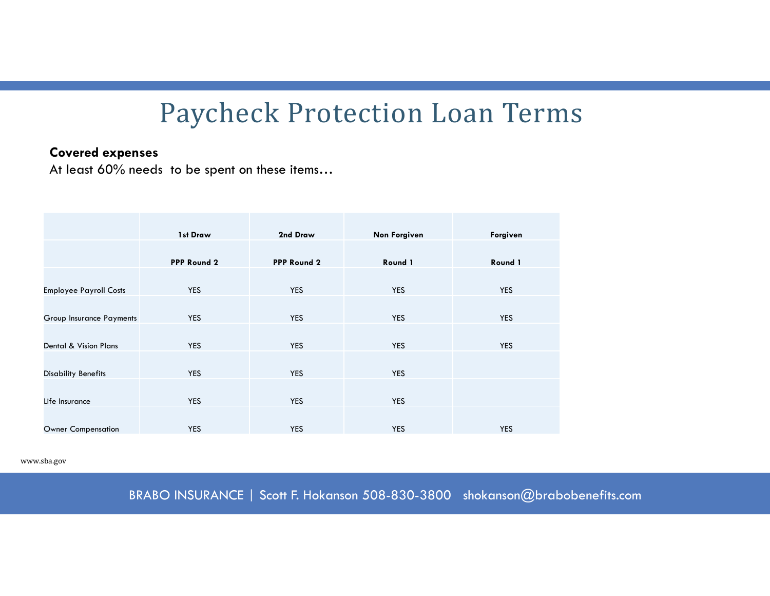# Paycheck Protection Loan Terms

**Covered expenses**

At least 60% needs to be spent on these items…

| | 1st Draw | 2nd Draw | Non Forgiven | Forgiven |
|---|---|---|---|---|
| | PPP Round 2 | PPP Round 2 | Round 1 | Round 1 |
| Employee Payroll Costs | YES | YES | YES | YES |
| Group Insurance Payments | YES | YES | YES | YES |
| Dental & Vision Plans | YES | YES | YES | YES |
| Disability Benefits | YES | YES | YES | |
| Life Insurance | YES | YES | YES | |
| Owner Compensation | YES | YES | YES | YES |

www.sba.gov

BRABO INSURANCE | Scott F. Hokanson 508-830-3800 shokanson@brabobenefits.com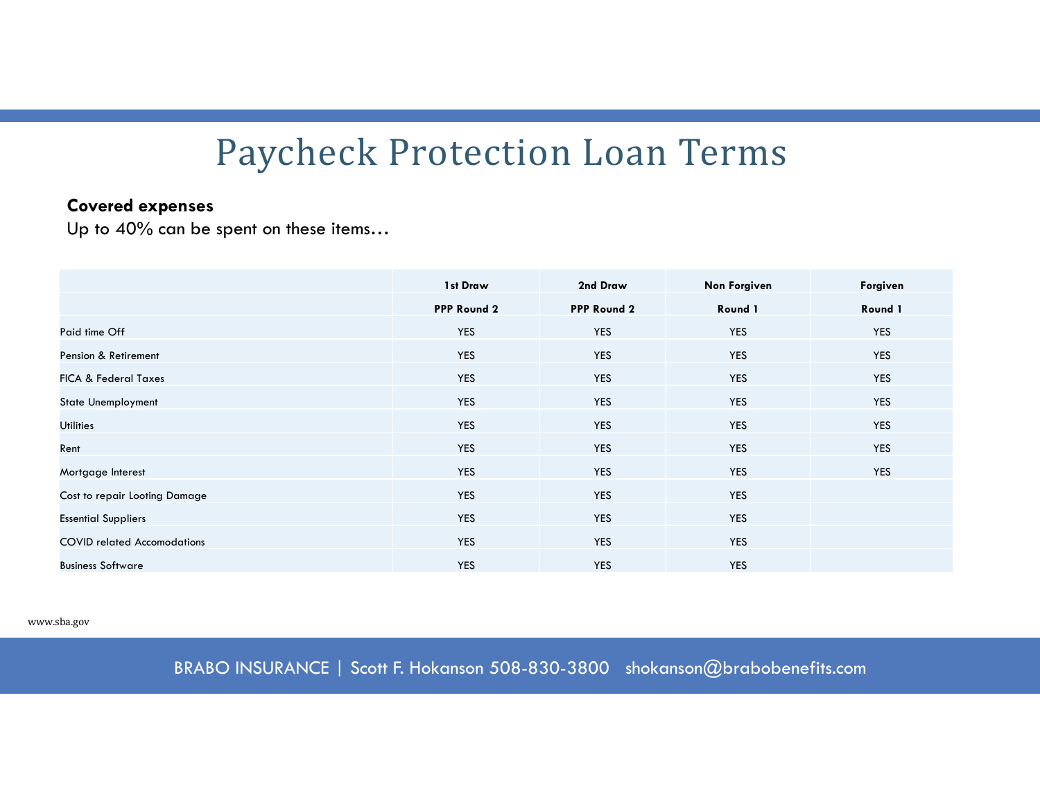# Paycheck Protection Loan Terms

**Covered expenses**
Up to 40% can be spent on these items…

| | 1st Draw<br>PPP Round 2 | 2nd Draw<br>PPP Round 2 | Non Forgiven<br>Round 1 | Forgiven<br>Round 1 |
|---|---|---|---|---|
| Paid time Off | YES | YES | YES | YES |
| Pension & Retirement | YES | YES | YES | YES |
| FICA & Federal Taxes | YES | YES | YES | YES |
| State Unemployment | YES | YES | YES | YES |
| Utilities | YES | YES | YES | YES |
| Rent | YES | YES | YES | YES |
| Mortgage Interest | YES | YES | YES | YES |
| Cost to repair Looting Damage | YES | YES | YES | |
| Essential Suppliers | YES | YES | YES | |
| COVID related Accomodations | YES | YES | YES | |
| Business Software | YES | YES | YES | |

www.sba.gov

BRABO INSURANCE | Scott F. Hokanson 508-830-3800 shokanson@brabobenefits.com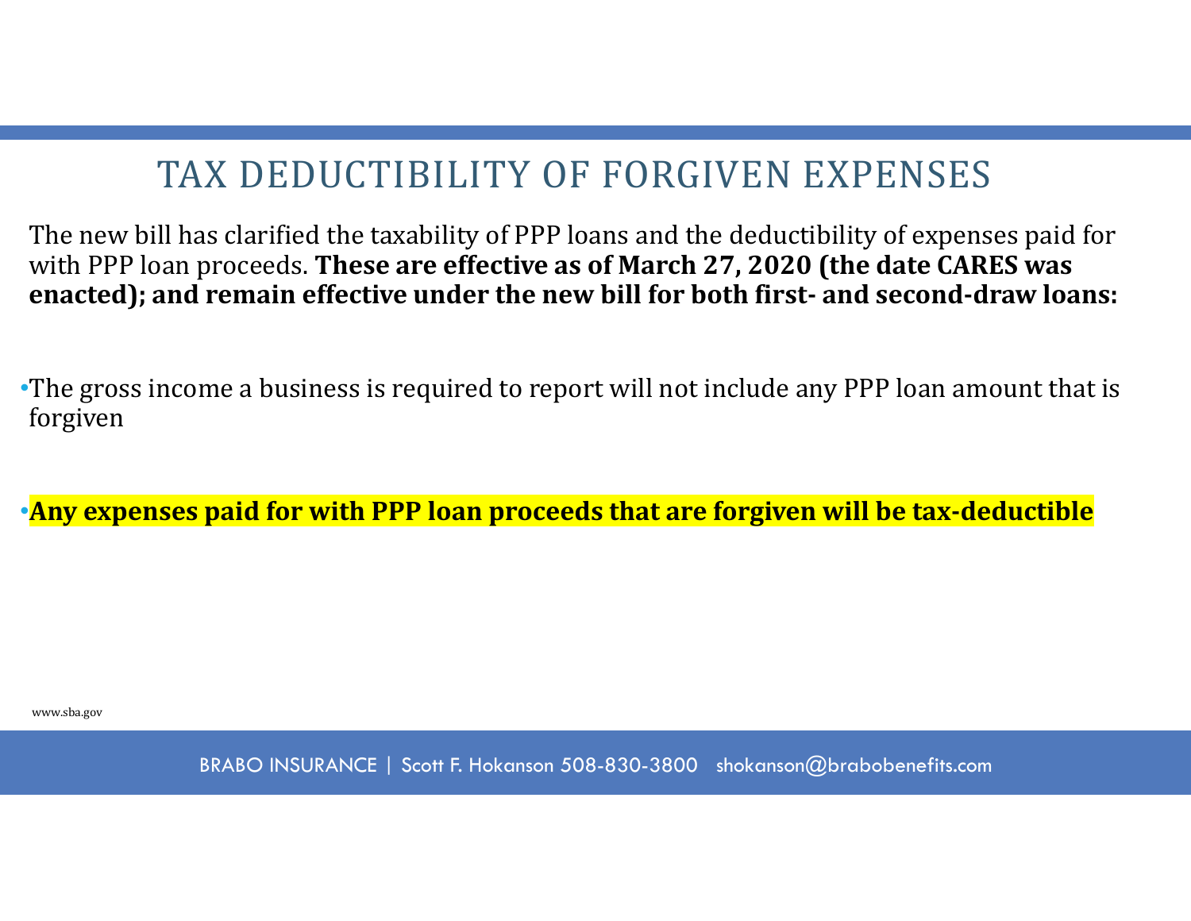# TAX DEDUCTIBILITY OF FORGIVEN EXPENSES

The new bill has clarified the taxability of PPP loans and the deductibility of expenses paid for with PPP loan proceeds. **These are effective as of March 27, 2020 (the date CARES was enacted); and remain effective under the new bill for both first- and second-draw loans:**

- The gross income a business is required to report will not include any PPP loan amount that is forgiven

- **Any expenses paid for with PPP loan proceeds that are forgiven will be tax-deductible**

www.sba.gov

BRABO INSURANCE | Scott F. Hokanson 508-830-3800 shokanson@brabobenefits.com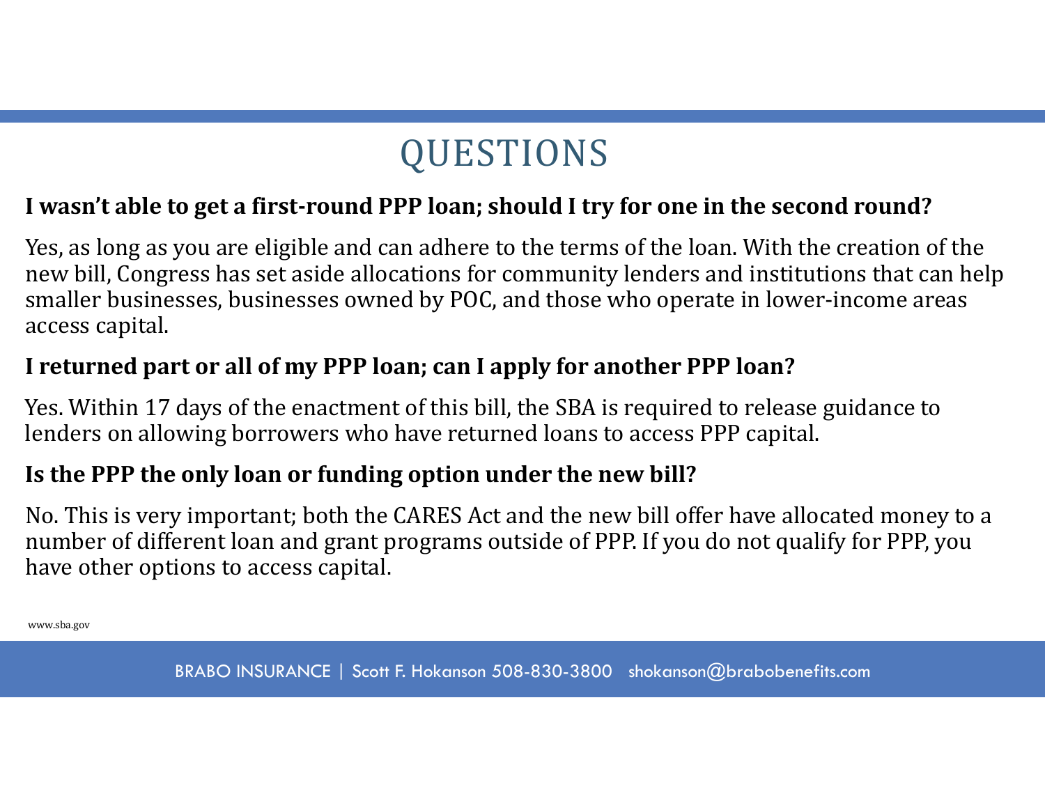# QUESTIONS

**I wasn't able to get a first-round PPP loan; should I try for one in the second round?**

Yes, as long as you are eligible and can adhere to the terms of the loan. With the creation of the new bill, Congress has set aside allocations for community lenders and institutions that can help smaller businesses, businesses owned by POC, and those who operate in lower-income areas access capital.

**I returned part or all of my PPP loan; can I apply for another PPP loan?**

Yes. Within 17 days of the enactment of this bill, the SBA is required to release guidance to lenders on allowing borrowers who have returned loans to access PPP capital.

**Is the PPP the only loan or funding option under the new bill?**

No. This is very important; both the CARES Act and the new bill offer have allocated money to a number of different loan and grant programs outside of PPP. If you do not qualify for PPP, you have other options to access capital.

www.sba.gov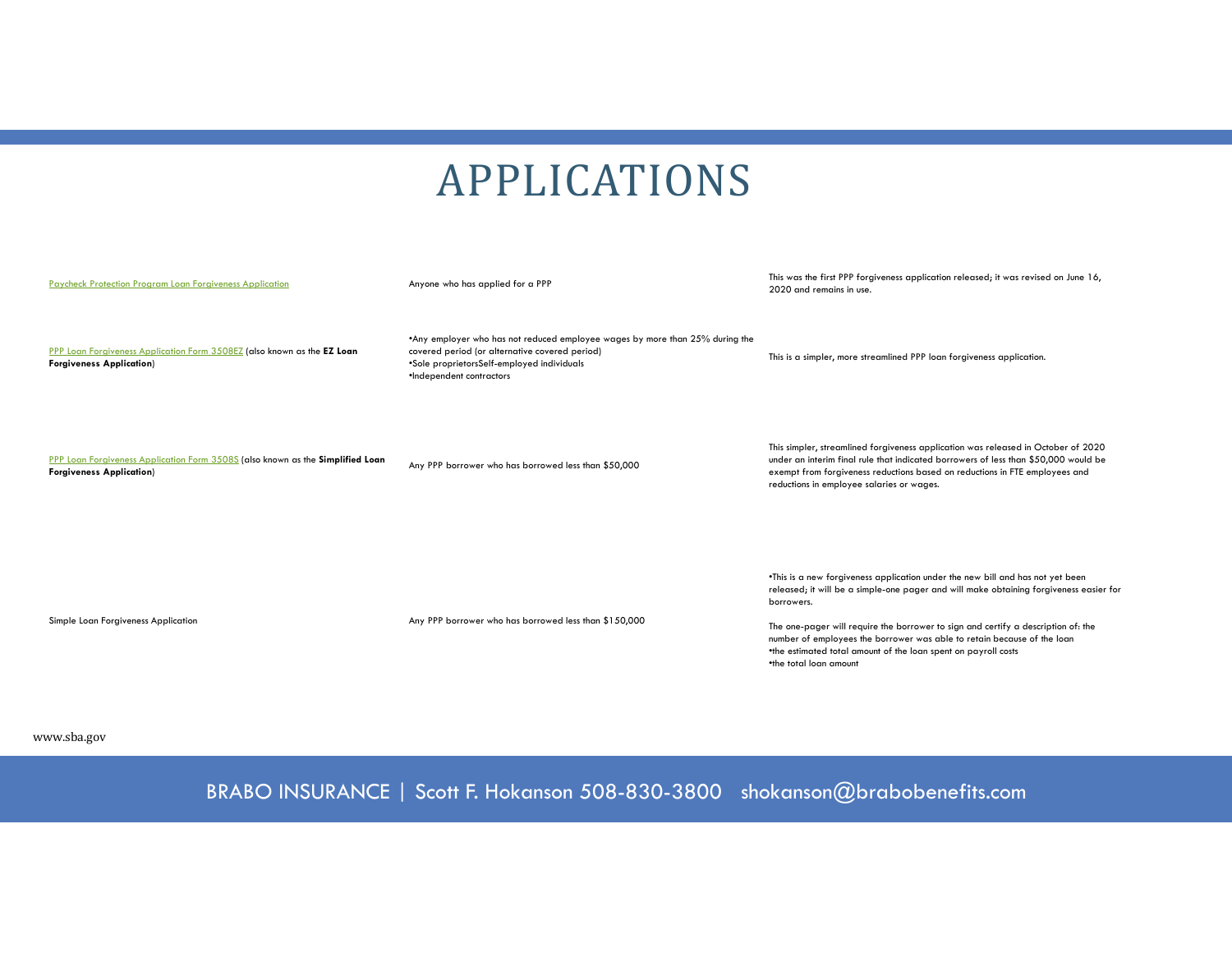# APPLICATIONS

| | | |
|---|---|---|
| Paycheck Protection Program Loan Forgiveness Application | Anyone who has applied for a PPP | This was the first PPP forgiveness application released; it was revised on June 16, 2020 and remains in use. |
| PPP Loan Forgiveness Application Form 3508EZ (also known as the **EZ Loan Forgiveness Application**) | •Any employer who has not reduced employee wages by more than 25% during the covered period (or alternative covered period)<br>•Sole proprietorsSelf-employed individuals<br>•Independent contractors | This is a simpler, more streamlined PPP loan forgiveness application. |
| PPP Loan Forgiveness Application Form 3508S (also known as the **Simplified Loan Forgiveness Application**) | Any PPP borrower who has borrowed less than $50,000 | This simpler, streamlined forgiveness application was released in October of 2020 under an interim final rule that indicated borrowers of less than $50,000 would be exempt from forgiveness reductions based on reductions in FTE employees and reductions in employee salaries or wages. |
| Simple Loan Forgiveness Application | Any PPP borrower who has borrowed less than $150,000 | •This is a new forgiveness application under the new bill and has not yet been released; it will be a simple-one pager and will make obtaining forgiveness easier for borrowers.<br><br>The one-pager will require the borrower to sign and certify a description of: the number of employees the borrower was able to retain because of the loan<br>•the estimated total amount of the loan spent on payroll costs<br>•the total loan amount |

www.sba.gov

BRABO INSURANCE | Scott F. Hokanson 508-830-3800 shokanson@brabobenefits.com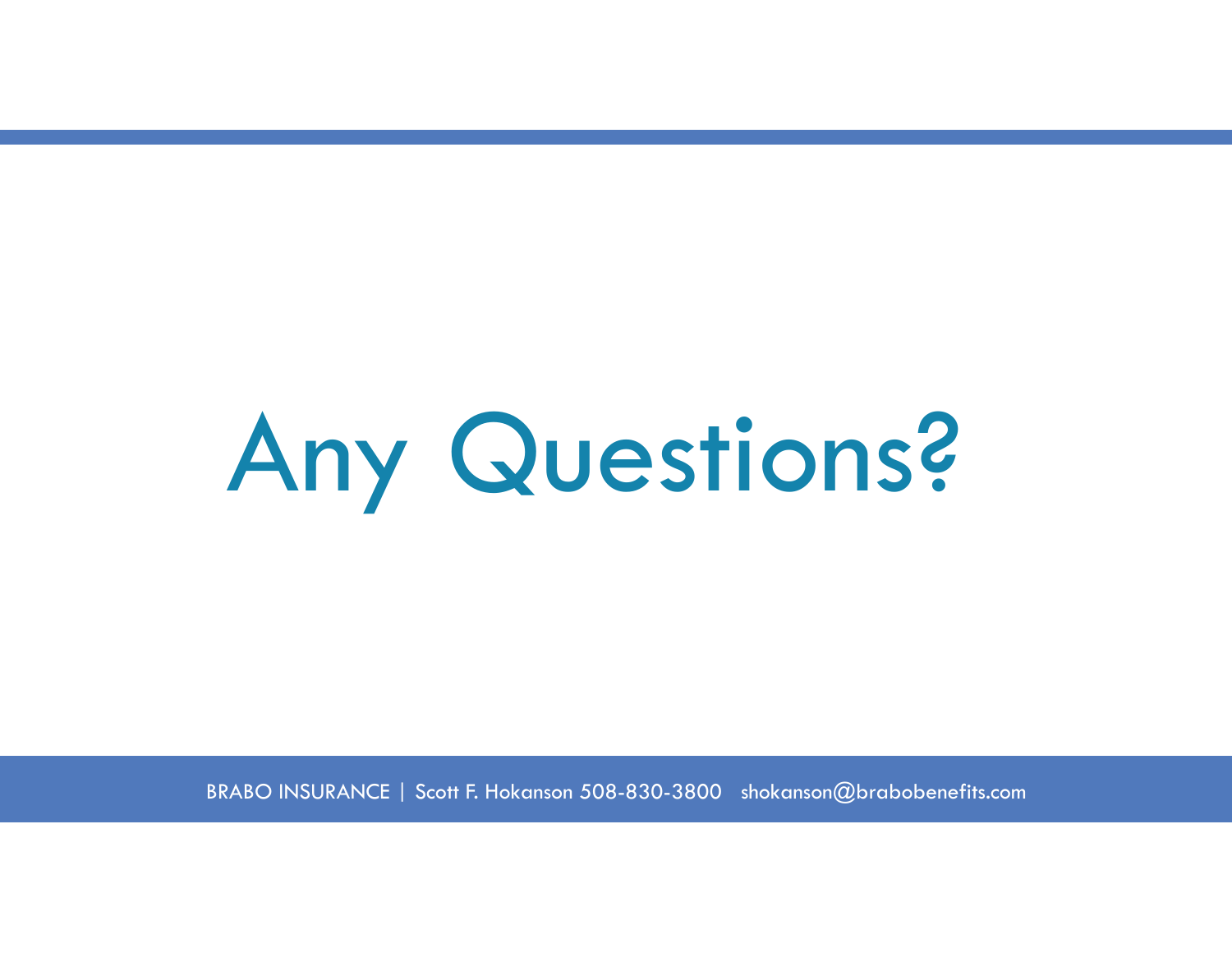# Any Questions?

BRABO INSURANCE | Scott F. Hokanson 508-830-3800 shokanson@brabobenefits.com